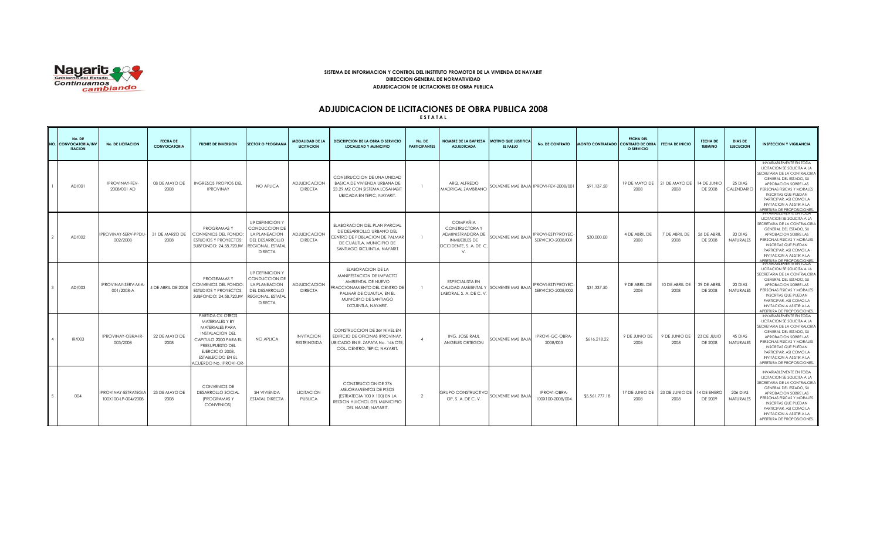**SISTEMA DE INFORMACION Y CONTROL DEL INSTITUTO PROMOTOR DE LA VIVIENDA DE NAYARIT**
**DIRECCION GENERAL DE NORMATIVIDAD**
**ADJUDICACION DE LICITACIONES DE OBRA PUBLICA**

# ADJUDICACION DE LICITACIONES DE OBRA PUBLICA 2008

**E S T A T A L**

| NO. | No. DE CONVOCATORIA/INVITACION | No. DE LICITACION | FECHA DE CONVOCATORIA | FUENTE DE INVERSION | SECTOR O PROGRAMA | MODALIDAD DE LA LICITACION | DESCRIPCION DE LA OBRA O SERVICIO LOCALIDAD Y MUNICIPIO | No. DE PARTICIPANTES | NOMBRE DE LA EMPRESA ADJUDICADA | MOTIVO QUE JUSTIFICA EL FALLO | No. DE CONTRATO | MONTO CONTRATADO | FECHA DEL CONTRATO DE OBRA O SERVICIO | FECHA DE INICIO | FECHA DE TERMINO | DIAS DE EJECUCION | INSPECCION Y VIGILANCIA |
|---|---|---|---|---|---|---|---|---|---|---|---|---|---|---|---|---|---|
| 1 | AD/001 | IPROVINAY-FEV-2008/001 AD | 08 DE MAYO DE 2008 | INGRESOS PROPIOS DEL IPROVINAY | NO APLICA | ADJUDICACION DIRECTA | CONSTRUCCION DE UNA UNIDAD BASICA DE VIVIENDA URBANA DE 23.29 M2 CON SISTEMA LOSAHABIT UBICADA EN TEPIC, NAYARIT. | 1 | ARQ. ALFREDO MADRIGAL ZAMBRANO | SOLVENTE MAS BAJA | IPROVI-FEV-2008/001 | $91,137.50 | 19 DE MAYO DE 2008 | 21 DE MAYO DE 2008 | 14 DE JUNIO DE 2008 | 25 DIAS CALENDARIO | INVARIABLEMENTE EN TODA LICITACION SE SOLICITA A LA SECRETARIA DE LA CONTRALORIA GENERAL DEL ESTADO, SU APROBACION SOBRE LAS PERSONAS FISICAS Y MORALES INSCRITAS QUE PUEDAN PARTICIPAR, ASI COMO LA INVITACION A ASISTIR A LA APERTURA DE PROPOSICIONES. |
| 2 | AD/002 | IPROVINAY-SERV-PPDU-002/2008 | 31 DE MARZO DE 2008 | PROGRAMAS Y CONVENIOS DEL FONDO; ESTUDIOS Y PROYECTOS; SUBFONDO: 24.58.720JW | U9 DEFINICION Y CONDUCCION DE LA PLANEACION DEL DESARROLLO REGIONAL. ESTATAL DIRECTA | ADJUDICACION DIRECTA | ELABORACION DEL PLAN PARCIAL DE DESARROLLO URBANO DEL CENTRO DE POBLACION DE PALMAR DE CUAUTLA, MUNICIPIO DE SANTIAGO IXCUINTLA, NAYARIT | 1 | COMPAÑIA CONSTRUCTORA Y ADMINISTRADORA DE INMUEBLES DE OCCIDENTE, S. A. DE C. V. | SOLVENTE MAS BAJA | IPROVI-ESTYPROYEC-SERVICIO-2008/001 | $30,000.00 | 4 DE ABRIL DE 2008 | 7 DE ABRIL DE 2008 | 26 DE ABRIL DE 2008 | 20 DIAS NATURALES | INVARIABLEMENTE EN TODA LICITACION SE SOLICITA A LA SECRETARIA DE LA CONTRALORIA GENERAL DEL ESTADO, SU APROBACION SOBRE LAS PERSONAS FISICAS Y MORALES INSCRITAS QUE PUEDAN PARTICIPAR, ASI COMO LA INVITACION A ASISTIR A LA APERTURA DE PROPOSICIONES. |
| 3 | AD/003 | IPROVINAY-SERV-MIA-001/2008-A | 4 DE ABRIL DE 2008 | PROGRAMAS Y CONVENIOS DEL FONDO; ESTUDIOS Y PROYECTOS; SUBFONDO: 24.58.720JW | U9 DEFINICION Y CONDUCCION DE LA PLANEACION DEL DESARROLLO REGIONAL. ESTATAL DIRECTA | ADJUDICACION DIRECTA | ELABORACION DE LA MANIFESTACION DE IMPACTO AMBIENTAL DE NUEVO FRACCIONAMIENTO DEL CENTRO DE PALMAR DE CUAUTLA, EN EL MUNICIPIO DE SANTIAGO IXCUINTLA, NAYARIT. | 1 | ESPECIALISTA EN CALIDAD AMBIENTAL Y LABORAL, S. A. DE C. V. | SOLVENTE MAS BAJA | IPROVI-ESTYPROYEC-SERVICIO-2008/002 | $31,337.50 | 9 DE ABRIL DE 2008 | 10 DE ABRIL DE 2008 | 29 DE ABRIL DE 2008 | 20 DIAS NATURALES | INVARIABLEMENTE EN TODA LICITACION SE SOLICITA A LA SECRETARIA DE LA CONTRALORIA GENERAL DEL ESTADO, SU APROBACION SOBRE LAS PERSONAS FISICAS Y MORALES INSCRITAS QUE PUEDAN PARTICIPAR, ASI COMO LA INVITACION A ASISTIR A LA APERTURA DE PROPOSICIONES. |
| 4 | IR/003 | IPROVINAY-OBRA-IR-003/2008 | 22 DE MAYO DE 2008 | PARTIDA CK OTROS MATERIALES Y BY MATERIALES PARA INSTALACION DEL CAPITULO 2000 PARA EL PRESUPUESTO DEL EJERCICIO 2008, ESTABLECIDO EN EL ACUERDO No. IPROVI-OR- | NO APLICA | INVITACION RESTRINGIDA | CONSTRUCCION DE 3er NIVEL EN EDIFICIO DE OFICINAS IPROVINAY, UBICADO EN E. ZAPATA No. 146 OTE. COL. CENTRO, TEPIC; NAYARIT. | 4 | ING. JOSE RAUL ANGELES ORTEGON | SOLVENTE MAS BAJA | IPROVI-GC-OBRA-2008/003 | $616,218.22 | 9 DE JUNIO DE 2008 | 9 DE JUNIO DE 2008 | 23 DE JULIO DE 2008 | 45 DIAS NATURALES | INVARIABLEMENTE EN TODA LICITACION SE SOLICITA A LA SECRETARIA DE LA CONTRALORIA GENERAL DEL ESTADO, SU APROBACION SOBRE LAS PERSONAS FISICAS Y MORALES INSCRITAS QUE PUEDAN PARTICIPAR, ASI COMO LA INVITACION A ASISTIR A LA APERTURA DE PROPOSICIONES. |
| 5 | 004 | IPROVINAY-ESTRATEGIA 100X100-LP-004/2008 | 23 DE MAYO DE 2008 | CONVENIOS DE DESARROLLO SOCIAL | SH VIVIENDA ESTATAL DIRECTA (PROGRAMAS Y CONVENIOS) | LICITACION PUBLICA | CONSTRUCCION DE 376 MEJORAMIENTOS DE PISOS (ESTRATEGIA 100 X 100) EN LA REGION HUICHOL DEL MUNICIPIO DEL NAYAR; NAYARIT. | 2 | GRUPO CONSTRUCTIVO OP, S. A. DE C. V. | SOLVENTE MAS BAJA | IPROVI-OBRA-100X100-2008/004 | $5,561,777.18 | 17 DE JUNIO DE 2008 | 23 DE JUNIO DE 2008 | 14 DE ENERO DE 2009 | 206 DIAS NATURALES | INVARIABLEMENTE EN TODA LICITACION SE SOLICITA A LA SECRETARIA DE LA CONTRALORIA GENERAL DEL ESTADO, SU APROBACION SOBRE LAS PERSONAS FISICAS Y MORALES INSCRITAS QUE PUEDAN PARTICIPAR, ASI COMO LA INVITACION A ASISTIR A LA APERTURA DE PROPOSICIONES. |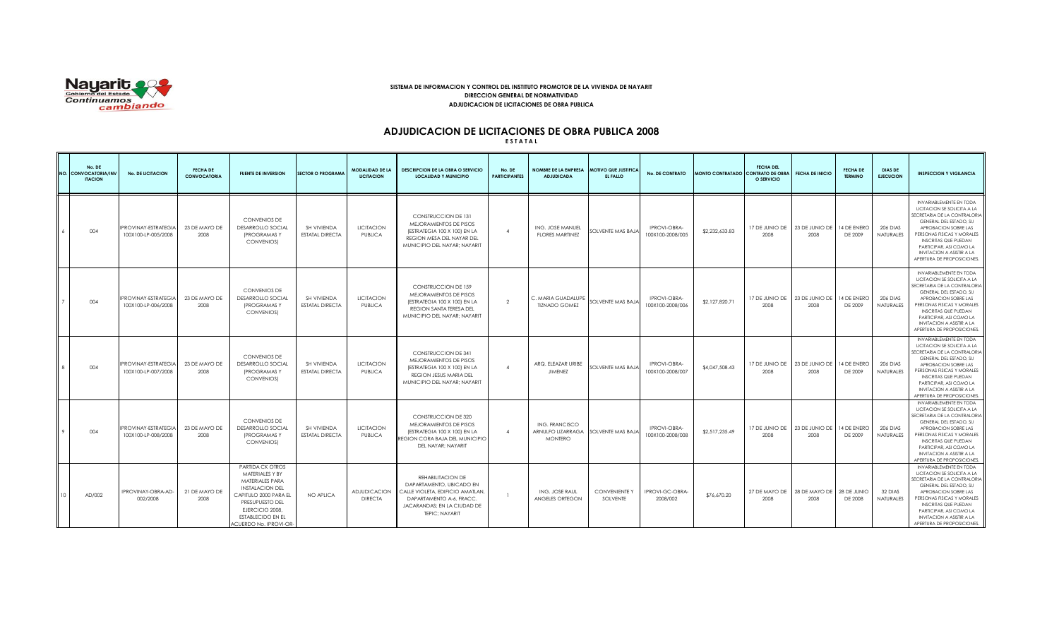**SISTEMA DE INFORMACION Y CONTROL DEL INSTITUTO PROMOTOR DE LA VIVIENDA DE NAYARIT**
**DIRECCION GENERAL DE NORMATIVIDAD**
**ADJUDICACION DE LICITACIONES DE OBRA PUBLICA**

# ADJUDICACION DE LICITACIONES DE OBRA PUBLICA 2008

**E S T A T A L**

| NO. | No. DE CONVOCATORIA/INVITACION | No. DE LICITACION | FECHA DE CONVOCATORIA | FUENTE DE INVERSION | SECTOR O PROGRAMA | MODALIDAD DE LA LICITACION | DESCRIPCION DE LA OBRA O SERVICIO LOCALIDAD Y MUNICIPIO | No. DE PARTICIPANTES | NOMBRE DE LA EMPRESA ADJUDICADA | MOTIVO QUE JUSTIFICA EL FALLO | No. DE CONTRATO | MONTO CONTRATADO | FECHA DEL CONTRATO DE OBRA O SERVICIO | FECHA DE INICIO | FECHA DE TERMINO | DIAS DE EJECUCION | INSPECCION Y VIGILANCIA |
|---|---|---|---|---|---|---|---|---|---|---|---|---|---|---|---|---|---|
| 6 | 004 | IPROVINAY-ESTRATEGIA 100X100-LP-005/2008 | 23 DE MAYO DE 2008 | CONVENIOS DE DESARROLLO SOCIAL (PROGRAMAS Y CONVENIOS) | SH VIVIENDA ESTATAL DIRECTA | LICITACION PUBLICA | CONSTRUCCION DE 131 MEJORAMIENTOS DE PISOS (ESTRATEGIA 100 X 100) EN LA REGION MESA DEL NAYAR DEL MUNICIPIO DEL NAYAR; NAYARIT | 4 | ING. JOSE MANUEL FLORES MARTINEZ | SOLVENTE MAS BAJA | IPROVI-OBRA-100X100-2008/005 | $2,232,633.83 | 17 DE JUNIO DE 2008 | 23 DE JUNIO DE 2008 | 14 DE ENERO DE 2009 | 206 DIAS NATURALES | INVARIABLEMENTE EN TODA LICITACION SE SOLICITA A LA SECRETARIA DE LA CONTRALORIA GENERAL DEL ESTADO, SU APROBACION SOBRE LAS PERSONAS FISICAS Y MORALES INSCRITAS QUE PUEDAN PARTICIPAR, ASI COMO LA INVITACION A ASISTIR A LA APERTURA DE PROPOSICIONES. |
| 7 | 004 | IPROVINAY-ESTRATEGIA 100X100-LP-006/2008 | 23 DE MAYO DE 2008 | CONVENIOS DE DESARROLLO SOCIAL (PROGRAMAS Y CONVENIOS) | SH VIVIENDA ESTATAL DIRECTA | LICITACION PUBLICA | CONSTRUCCION DE 159 MEJORAMIENTOS DE PISOS (ESTRATEGIA 100 X 100) EN LA REGION SANTA TERESA DEL MUNICIPIO DEL NAYAR; NAYARIT | 2 | C. MARIA GUADALUPE TIZNADO GOMEZ | SOLVENTE MAS BAJA | IPROVI-OBRA-100X100-2008/006 | $2,127,820.71 | 17 DE JUNIO DE 2008 | 23 DE JUNIO DE 2008 | 14 DE ENERO DE 2009 | 206 DIAS NATURALES | INVARIABLEMENTE EN TODA LICITACION SE SOLICITA A LA SECRETARIA DE LA CONTRALORIA GENERAL DEL ESTADO, SU APROBACION SOBRE LAS PERSONAS FISICAS Y MORALES INSCRITAS QUE PUEDAN PARTICIPAR, ASI COMO LA INVITACION A ASISTIR A LA APERTURA DE PROPOSICIONES. |
| 8 | 004 | IPROVINAY-ESTRATEGIA 100X100-LP-007/2008 | 23 DE MAYO DE 2008 | CONVENIOS DE DESARROLLO SOCIAL (PROGRAMAS Y CONVENIOS) | SH VIVIENDA ESTATAL DIRECTA | LICITACION PUBLICA | CONSTRUCCION DE 341 MEJORAMIENTOS DE PISOS (ESTRATEGIA 100 X 100) EN LA REGION JESUS MARIA DEL MUNICIPIO DEL NAYAR; NAYARIT | 4 | ARQ. ELEAZAR URIBE JIMENEZ | SOLVENTE MAS BAJA | IPROVI-OBRA-100X100-2008/007 | $4,047,508.43 | 17 DE JUNIO DE 2008 | 23 DE JUNIO DE 2008 | 14 DE ENERO DE 2009 | 206 DIAS NATURALES | INVARIABLEMENTE EN TODA LICITACION SE SOLICITA A LA SECRETARIA DE LA CONTRALORIA GENERAL DEL ESTADO, SU APROBACION SOBRE LAS PERSONAS FISICAS Y MORALES INSCRITAS QUE PUEDAN PARTICIPAR, ASI COMO LA INVITACION A ASISTIR A LA APERTURA DE PROPOSICIONES. |
| 9 | 004 | IPROVINAY-ESTRATEGIA 100X100-LP-008/2008 | 23 DE MAYO DE 2008 | CONVENIOS DE DESARROLLO SOCIAL (PROGRAMAS Y CONVENIOS) | SH VIVIENDA ESTATAL DIRECTA | LICITACION PUBLICA | CONSTRUCCION DE 320 MEJORAMIENTOS DE PISOS (ESTRATEGIA 100 X 100) EN LA REGION CORA BAJA DEL MUNICIPIO DEL NAYAR; NAYARIT | 4 | ING. FRANCISCO ARNULFO LIZARRAGA MONTERO | SOLVENTE MAS BAJA | IPROVI-OBRA-100X100-2008/008 | $2,517,235.49 | 17 DE JUNIO DE 2008 | 23 DE JUNIO DE 2008 | 14 DE ENERO DE 2009 | 206 DIAS NATURALES | INVARIABLEMENTE EN TODA LICITACION SE SOLICITA A LA SECRETARIA DE LA CONTRALORIA GENERAL DEL ESTADO, SU APROBACION SOBRE LAS PERSONAS FISICAS Y MORALES INSCRITAS QUE PUEDAN PARTICIPAR, ASI COMO LA INVITACION A ASISTIR A LA APERTURA DE PROPOSICIONES. |
| 10 | AD/002 | IPROVINAY-OBRA-AD-002/2008 | 21 DE MAYO DE 2008 | PARTIDA CK OTROS MATERIALES Y BY MATERIALES PARA INSTALACION DEL CAPITULO 2000 PARA EL PRESUPUESTO DEL EJERCICIO 2008, ESTABLECIDO EN EL ACUERDO No. IPROVI-OR- | NO APLICA | ADJUDICACION DIRECTA | REHABILITACION DE DAPARTAMENTO, UBICADO EN CALLE VIOLETA, EDIFICIO AMATLAN, DAPARTAMENTO A-6, FRACC. JACARANDAS; EN LA CIUDAD DE TEPIC; NAYARIT | 1 | ING. JOSE RAUL ANGELES ORTEGON | CONVENIENTE Y SOLVENTE | IPROVI-GC-OBRA-2008/002 | $76,670.20 | 27 DE MAYO DE 2008 | 28 DE MAYO DE 2008 | 28 DE JUNIO DE 2008 | 32 DIAS NATURALES | INVARIABLEMENTE EN TODA LICITACION SE SOLICITA A LA SECRETARIA DE LA CONTRALORIA GENERAL DEL ESTADO, SU APROBACION SOBRE LAS PERSONAS FISICAS Y MORALES INSCRITAS QUE PUEDAN PARTICIPAR, ASI COMO LA INVITACION A ASISTIR A LA APERTURA DE PROPOSICIONES. |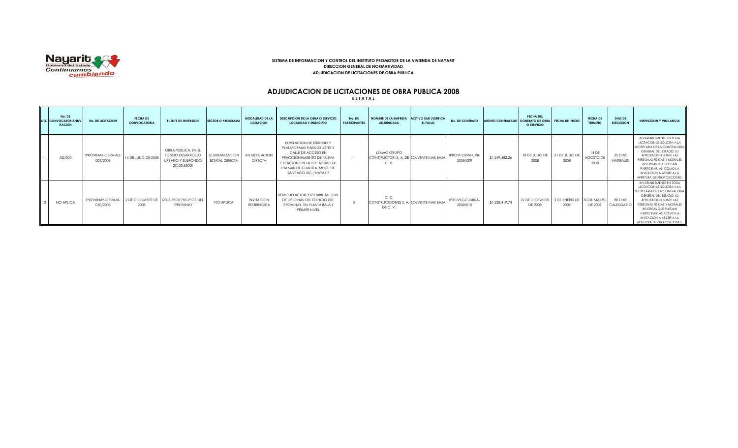**SISTEMA DE INFORMACION Y CONTROL DEL INSTITUTO PROMOTOR DE LA VIVIENDA DE NAYARIT**
**DIRECCION GENERAL DE NORMATIVIDAD**
**ADJUDICACION DE LICITACIONES DE OBRA PUBLICA**

# ADJUDICACION DE LICITACIONES DE OBRA PUBLICA 2008

**E S T A T A L**

| NO. | No. DE CONVOCATORIA/INVITACION | No. DE LICITACION | FECHA DE CONVOCATORIA | FUENTE DE INVERSION | SECTOR O PROGRAMA | MODALIDAD DE LA LICITACION | DESCRIPCION DE LA OBRA O SERVICIO LOCALIDAD Y MUNICIPIO | No. DE PARTICIPANTES | NOMBRE DE LA EMPRESA ADJUDICADA | MOTIVO QUE JUSTIFICA EL FALLO | No. DE CONTRATO | MONTO CONTRATADO | FECHA DEL CONTRATO DE OBRA O SERVICIO | FECHA DE INICIO | FECHA DE TERMINO | DIAS DE EJECUCION | INSPECCION Y VIGILANCIA |
|---|---|---|---|---|---|---|---|---|---|---|---|---|---|---|---|---|---|
| 11 | AD/003 | IPROVINAY-OBRA-AD-003/2008 | 14 DE JULIO DE 2008 | OBRA PUBLICA, EN EL FONDO DESARROLLO URBANO Y SUBFONDO 2C.33.630DI | SE URBANIZACION ESTATAL DIRECTA | ADJUDICACION DIRECTA | NIVELACION DE TERRENO Y PLATAFORMAS PARA 30 LOTES Y CALLE DE ACCESO EN FRACCIONAMIENTO DE NUEVA CREACION; EN LA LOCALIDAD DE PALMAR DE CUAUTLA, MPIO. DE SANTIAGO IXC.; NAYARIT | 1 | LEMAO GRUPO CONSTRUCTOR, S. A. DE C. V. | SOLVENTE MAS BAJA | IPROVI-OBRA-URB-2008/009 | $1,249,482.26 | 18 DE JULIO DE 2008 | 21 DE JULIO DE 2008 | 14 DE AGOSTO DE 2008 | 25 DIAS NATIRALES | INVARIABLEMENTE EN TODA LICITACION SE SOLICITA A LA SECRETARIA DE LA CONTRALORIA GENERAL DEL ESTADO, SU APROBACION SOBRE LAS PERSONAS FISICAS Y MORALES INSCRITAS QUE PUEDAN PARTICIPAR, ASI COMO LA INVITACION A ASISTIR A LA APERTURA DE PROPOSICIONES. |
| 12 | NO APLICA | IPROVINAY-OBRA-IR-010/2008 | 2 DE DICIEMBRE DE 2008 | RECURSOS PROPIOS DEL IPROVINAY | NO APLICA | INVITACION RESTRINGIDA | REMODELACION Y REHABILITACION DE OFICINAS DEL EDIFICIO DEL IPROVINAY, EN PLANTA BAJA Y PRIMER NIVEL | 3 | C. C. CONSTRUCCIONES S. A. DE C. V. | SOLVENTE MAS BAJA | IPROVI-GC-OBRA-2008/010 | $1,238,419.74 | 22 DE DICIEMBRE DE 2008 | 2 DE ENERO DE 2009 | 30 DE MARZO DE 2009 | 88 DIAS CALENDARIO | INVARIABLEMENTE EN TODA LICITACION SE SOLICITA A LA SECRETARIA DE LA CONTRALORIA GENERAL DEL ESTADO, SU APROBACION SOBRE LAS PERSONAS FISICAS Y MORALES INSCRITAS QUE PUEDAN PARTICIPAR, ASI COMO LA INVITACION A ASISTIR A LA APERTURA DE PROPOSICIONES. |